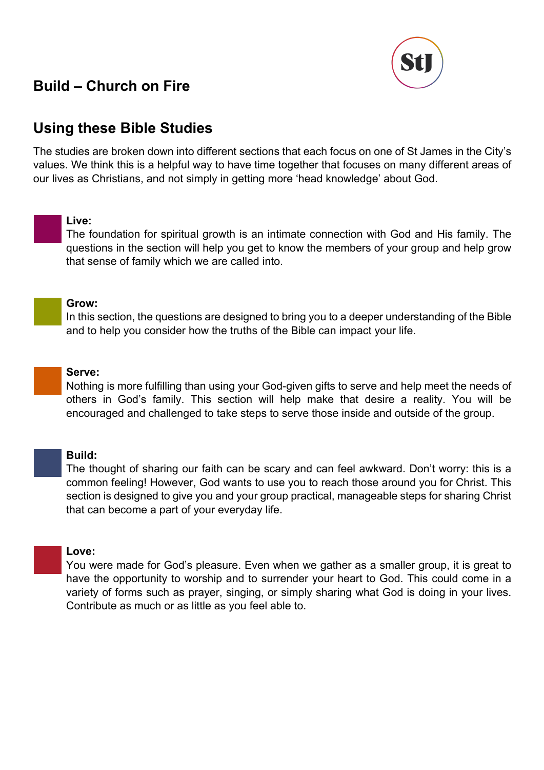# Build – Church on Fire

## Using these Bible Studies

The studies are broken down into different sections that each focus on one of St James in the City's values. We think this is a helpful way to have time together that focuses on many different areas of our lives as Christians, and not simply in getting more 'head knowledge' about God.

**Live:**
The foundation for spiritual growth is an intimate connection with God and His family. The questions in the section will help you get to know the members of your group and help grow that sense of family which we are called into.

**Grow:**
In this section, the questions are designed to bring you to a deeper understanding of the Bible and to help you consider how the truths of the Bible can impact your life.

**Serve:**
Nothing is more fulfilling than using your God-given gifts to serve and help meet the needs of others in God's family. This section will help make that desire a reality. You will be encouraged and challenged to take steps to serve those inside and outside of the group.

**Build:**
The thought of sharing our faith can be scary and can feel awkward. Don't worry: this is a common feeling! However, God wants to use you to reach those around you for Christ. This section is designed to give you and your group practical, manageable steps for sharing Christ that can become a part of your everyday life.

**Love:**
You were made for God's pleasure. Even when we gather as a smaller group, it is great to have the opportunity to worship and to surrender your heart to God. This could come in a variety of forms such as prayer, singing, or simply sharing what God is doing in your lives. Contribute as much or as little as you feel able to.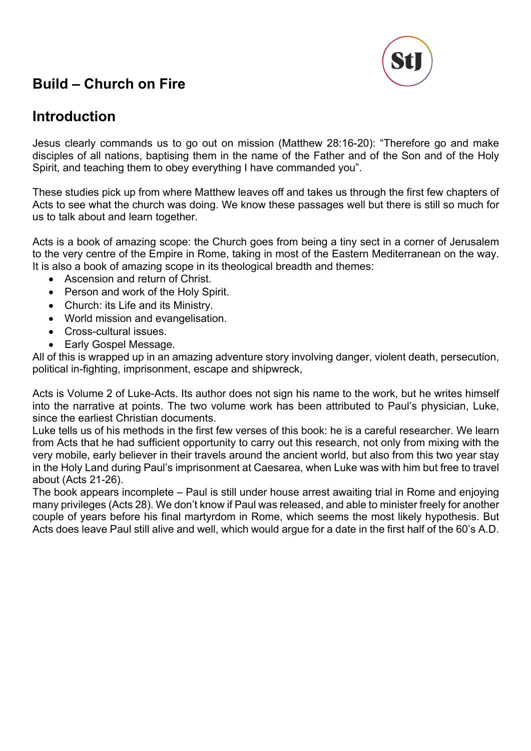## Build – Church on Fire

## Introduction

Jesus clearly commands us to go out on mission (Matthew 28:16-20): "Therefore go and make disciples of all nations, baptising them in the name of the Father and of the Son and of the Holy Spirit, and teaching them to obey everything I have commanded you".

These studies pick up from where Matthew leaves off and takes us through the first few chapters of Acts to see what the church was doing. We know these passages well but there is still so much for us to talk about and learn together.

Acts is a book of amazing scope: the Church goes from being a tiny sect in a corner of Jerusalem to the very centre of the Empire in Rome, taking in most of the Eastern Mediterranean on the way. It is also a book of amazing scope in its theological breadth and themes:

- Ascension and return of Christ.
- Person and work of the Holy Spirit.
- Church: its Life and its Ministry.
- World mission and evangelisation.
- Cross-cultural issues.
- Early Gospel Message.

All of this is wrapped up in an amazing adventure story involving danger, violent death, persecution, political in-fighting, imprisonment, escape and shipwreck,

Acts is Volume 2 of Luke-Acts. Its author does not sign his name to the work, but he writes himself into the narrative at points. The two volume work has been attributed to Paul's physician, Luke, since the earliest Christian documents.
Luke tells us of his methods in the first few verses of this book: he is a careful researcher. We learn from Acts that he had sufficient opportunity to carry out this research, not only from mixing with the very mobile, early believer in their travels around the ancient world, but also from this two year stay in the Holy Land during Paul's imprisonment at Caesarea, when Luke was with him but free to travel about (Acts 21-26).
The book appears incomplete – Paul is still under house arrest awaiting trial in Rome and enjoying many privileges (Acts 28). We don't know if Paul was released, and able to minister freely for another couple of years before his final martyrdom in Rome, which seems the most likely hypothesis. But Acts does leave Paul still alive and well, which would argue for a date in the first half of the 60's A.D.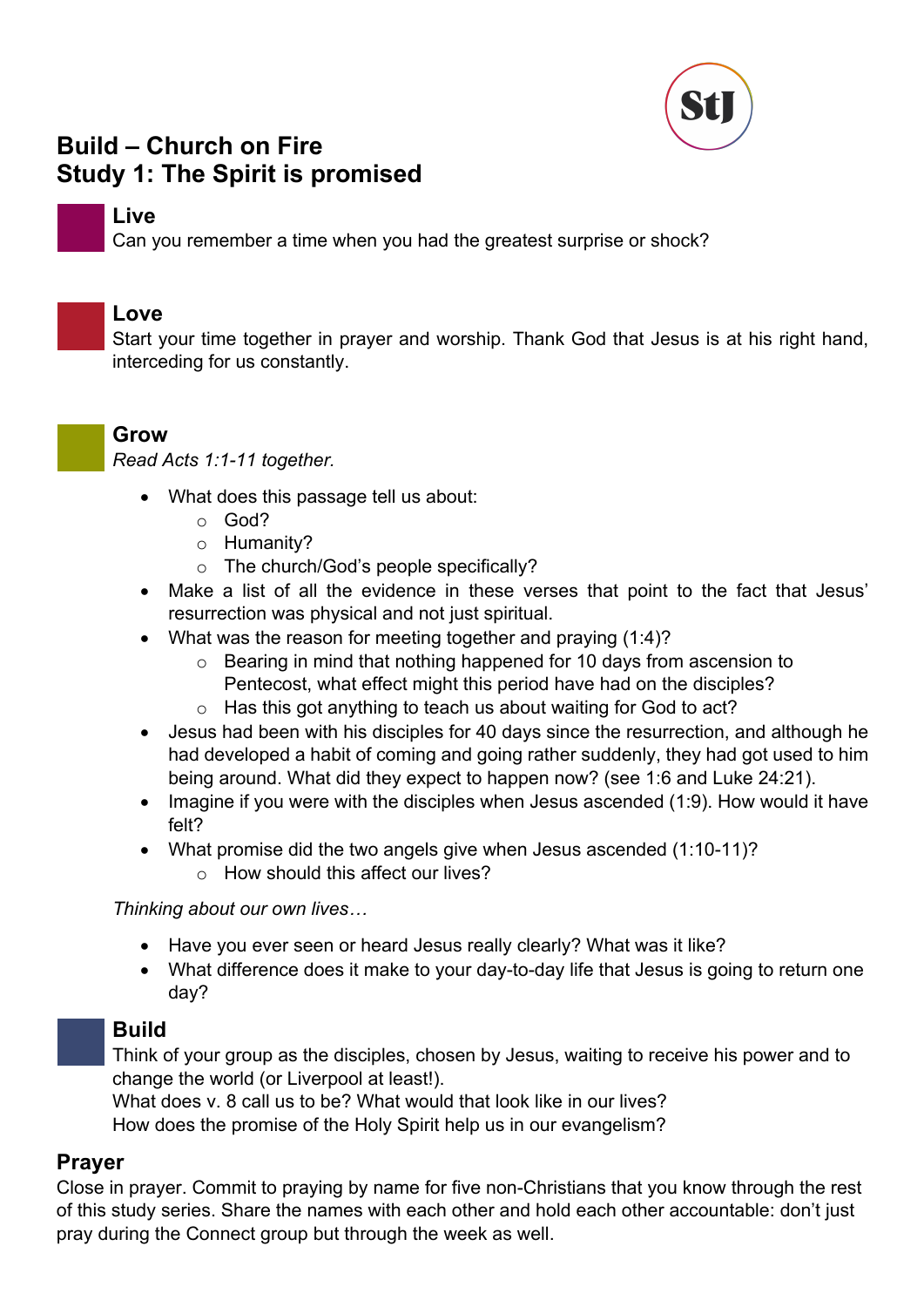# Build – Church on Fire
# Study 1: The Spirit is promised

## Live

Can you remember a time when you had the greatest surprise or shock?

## Love

Start your time together in prayer and worship. Thank God that Jesus is at his right hand, interceding for us constantly.

## Grow

*Read Acts 1:1-11 together.*

- What does this passage tell us about:
  - God?
  - Humanity?
  - The church/God's people specifically?
- Make a list of all the evidence in these verses that point to the fact that Jesus' resurrection was physical and not just spiritual.
- What was the reason for meeting together and praying (1:4)?
  - Bearing in mind that nothing happened for 10 days from ascension to Pentecost, what effect might this period have had on the disciples?
  - Has this got anything to teach us about waiting for God to act?
- Jesus had been with his disciples for 40 days since the resurrection, and although he had developed a habit of coming and going rather suddenly, they had got used to him being around. What did they expect to happen now? (see 1:6 and Luke 24:21).
- Imagine if you were with the disciples when Jesus ascended (1:9). How would it have felt?
- What promise did the two angels give when Jesus ascended (1:10-11)?
  - How should this affect our lives?

*Thinking about our own lives…*

- Have you ever seen or heard Jesus really clearly? What was it like?
- What difference does it make to your day-to-day life that Jesus is going to return one day?

## Build

Think of your group as the disciples, chosen by Jesus, waiting to receive his power and to change the world (or Liverpool at least!).
What does v. 8 call us to be? What would that look like in our lives?
How does the promise of the Holy Spirit help us in our evangelism?

## Prayer

Close in prayer. Commit to praying by name for five non-Christians that you know through the rest of this study series. Share the names with each other and hold each other accountable: don't just pray during the Connect group but through the week as well.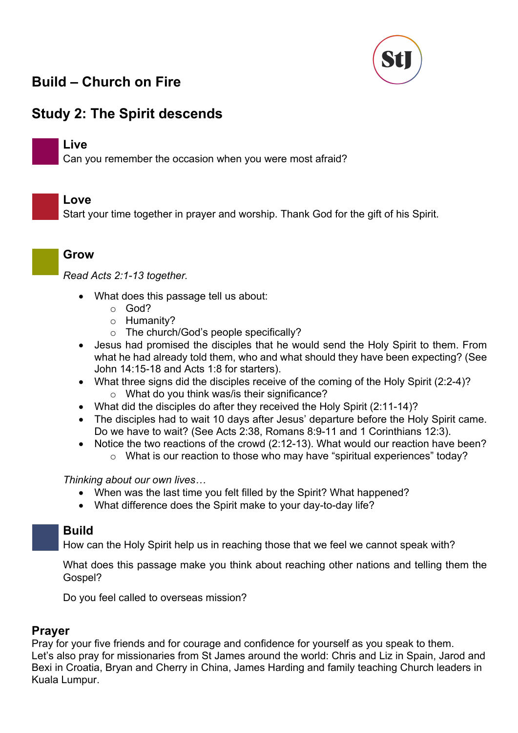## Build – Church on Fire

## Study 2: The Spirit descends

### Live

Can you remember the occasion when you were most afraid?

### Love

Start your time together in prayer and worship. Thank God for the gift of his Spirit.

### Grow

*Read Acts 2:1-13 together.*

- What does this passage tell us about:
  - God?
  - Humanity?
  - The church/God's people specifically?
- Jesus had promised the disciples that he would send the Holy Spirit to them. From what he had already told them, who and what should they have been expecting? (See John 14:15-18 and Acts 1:8 for starters).
- What three signs did the disciples receive of the coming of the Holy Spirit (2:2-4)?
  - What do you think was/is their significance?
- What did the disciples do after they received the Holy Spirit (2:11-14)?
- The disciples had to wait 10 days after Jesus' departure before the Holy Spirit came. Do we have to wait? (See Acts 2:38, Romans 8:9-11 and 1 Corinthians 12:3).
- Notice the two reactions of the crowd (2:12-13). What would our reaction have been?
  - What is our reaction to those who may have "spiritual experiences" today?

*Thinking about our own lives…*

- When was the last time you felt filled by the Spirit? What happened?
- What difference does the Spirit make to your day-to-day life?

### Build

How can the Holy Spirit help us in reaching those that we feel we cannot speak with?

What does this passage make you think about reaching other nations and telling them the Gospel?

Do you feel called to overseas mission?

### Prayer

Pray for your five friends and for courage and confidence for yourself as you speak to them.
Let's also pray for missionaries from St James around the world: Chris and Liz in Spain, Jarod and Bexi in Croatia, Bryan and Cherry in China, James Harding and family teaching Church leaders in Kuala Lumpur.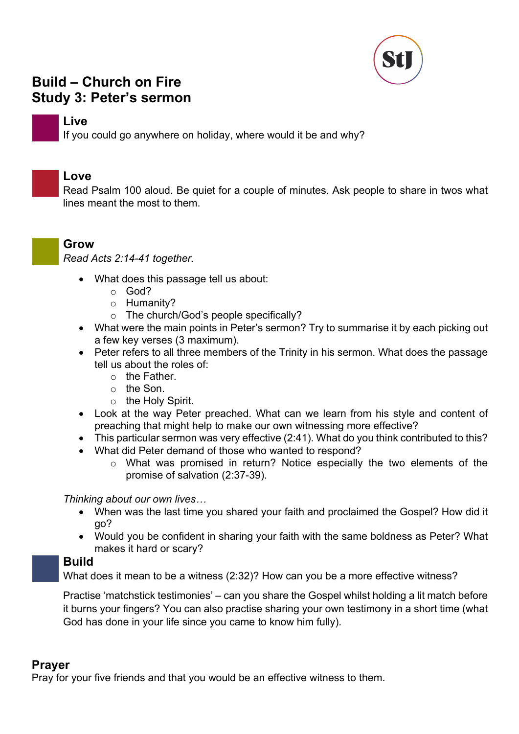# Build – Church on Fire
# Study 3: Peter's sermon

## Live

If you could go anywhere on holiday, where would it be and why?

## Love

Read Psalm 100 aloud. Be quiet for a couple of minutes. Ask people to share in twos what lines meant the most to them.

## Grow

*Read Acts 2:14-41 together.*

- What does this passage tell us about:
  - God?
  - Humanity?
  - The church/God's people specifically?
- What were the main points in Peter's sermon? Try to summarise it by each picking out a few key verses (3 maximum).
- Peter refers to all three members of the Trinity in his sermon. What does the passage tell us about the roles of:
  - the Father.
  - the Son.
  - the Holy Spirit.
- Look at the way Peter preached. What can we learn from his style and content of preaching that might help to make our own witnessing more effective?
- This particular sermon was very effective (2:41). What do you think contributed to this?
- What did Peter demand of those who wanted to respond?
  - What was promised in return? Notice especially the two elements of the promise of salvation (2:37-39).

*Thinking about our own lives…*

- When was the last time you shared your faith and proclaimed the Gospel? How did it go?
- Would you be confident in sharing your faith with the same boldness as Peter? What makes it hard or scary?

## Build

What does it mean to be a witness (2:32)? How can you be a more effective witness?

Practise 'matchstick testimonies' – can you share the Gospel whilst holding a lit match before it burns your fingers? You can also practise sharing your own testimony in a short time (what God has done in your life since you came to know him fully).

## Prayer

Pray for your five friends and that you would be an effective witness to them.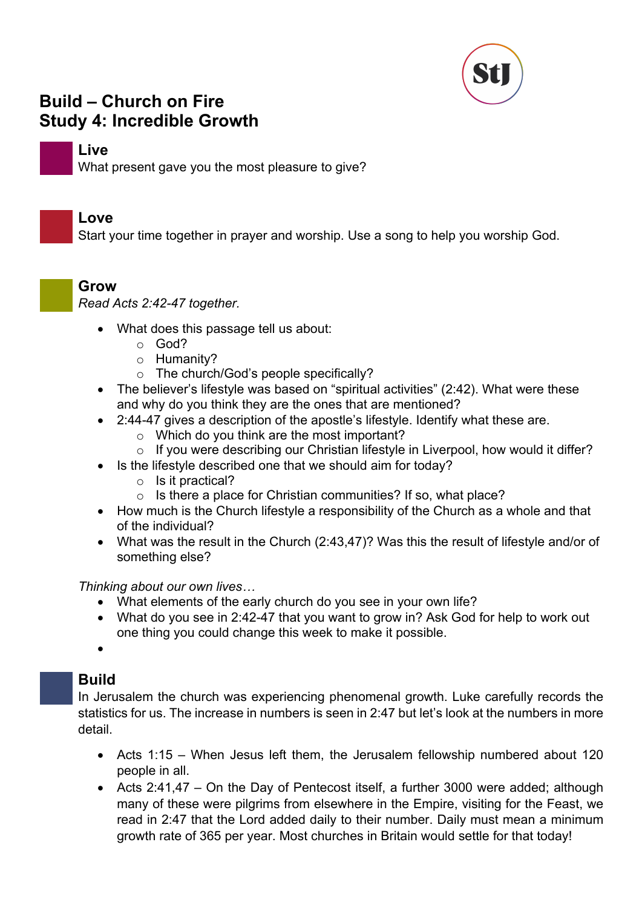# Build – Church on Fire
# Study 4: Incredible Growth

## Live

What present gave you the most pleasure to give?

## Love

Start your time together in prayer and worship. Use a song to help you worship God.

## Grow

*Read Acts 2:42-47 together.*

- What does this passage tell us about:
  - God?
  - Humanity?
  - The church/God's people specifically?
- The believer's lifestyle was based on "spiritual activities" (2:42). What were these and why do you think they are the ones that are mentioned?
- 2:44-47 gives a description of the apostle's lifestyle. Identify what these are.
  - Which do you think are the most important?
  - If you were describing our Christian lifestyle in Liverpool, how would it differ?
- Is the lifestyle described one that we should aim for today?
  - Is it practical?
  - Is there a place for Christian communities? If so, what place?
- How much is the Church lifestyle a responsibility of the Church as a whole and that of the individual?
- What was the result in the Church (2:43,47)? Was this the result of lifestyle and/or of something else?

*Thinking about our own lives…*

- What elements of the early church do you see in your own life?
- What do you see in 2:42-47 that you want to grow in? Ask God for help to work out one thing you could change this week to make it possible.

## Build

In Jerusalem the church was experiencing phenomenal growth. Luke carefully records the statistics for us. The increase in numbers is seen in 2:47 but let's look at the numbers in more detail.

- Acts 1:15 – When Jesus left them, the Jerusalem fellowship numbered about 120 people in all.
- Acts 2:41,47 – On the Day of Pentecost itself, a further 3000 were added; although many of these were pilgrims from elsewhere in the Empire, visiting for the Feast, we read in 2:47 that the Lord added daily to their number. Daily must mean a minimum growth rate of 365 per year. Most churches in Britain would settle for that today!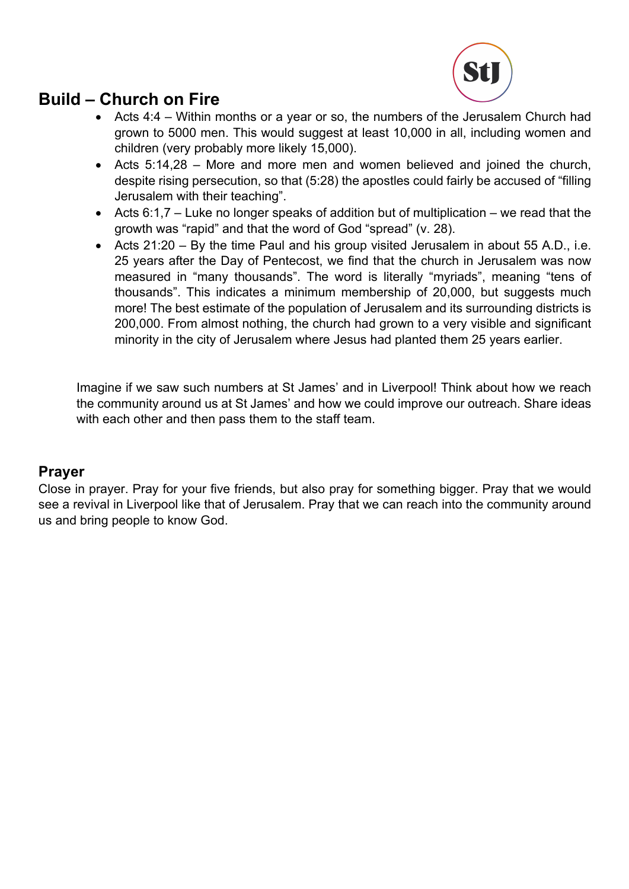## Build – Church on Fire

- Acts 4:4 – Within months or a year or so, the numbers of the Jerusalem Church had grown to 5000 men. This would suggest at least 10,000 in all, including women and children (very probably more likely 15,000).
- Acts 5:14,28 – More and more men and women believed and joined the church, despite rising persecution, so that (5:28) the apostles could fairly be accused of "filling Jerusalem with their teaching".
- Acts 6:1,7 – Luke no longer speaks of addition but of multiplication – we read that the growth was "rapid" and that the word of God "spread" (v. 28).
- Acts 21:20 – By the time Paul and his group visited Jerusalem in about 55 A.D., i.e. 25 years after the Day of Pentecost, we find that the church in Jerusalem was now measured in "many thousands". The word is literally "myriads", meaning "tens of thousands". This indicates a minimum membership of 20,000, but suggests much more! The best estimate of the population of Jerusalem and its surrounding districts is 200,000. From almost nothing, the church had grown to a very visible and significant minority in the city of Jerusalem where Jesus had planted them 25 years earlier.

Imagine if we saw such numbers at St James' and in Liverpool! Think about how we reach the community around us at St James' and how we could improve our outreach. Share ideas with each other and then pass them to the staff team.

## Prayer

Close in prayer. Pray for your five friends, but also pray for something bigger. Pray that we would see a revival in Liverpool like that of Jerusalem. Pray that we can reach into the community around us and bring people to know God.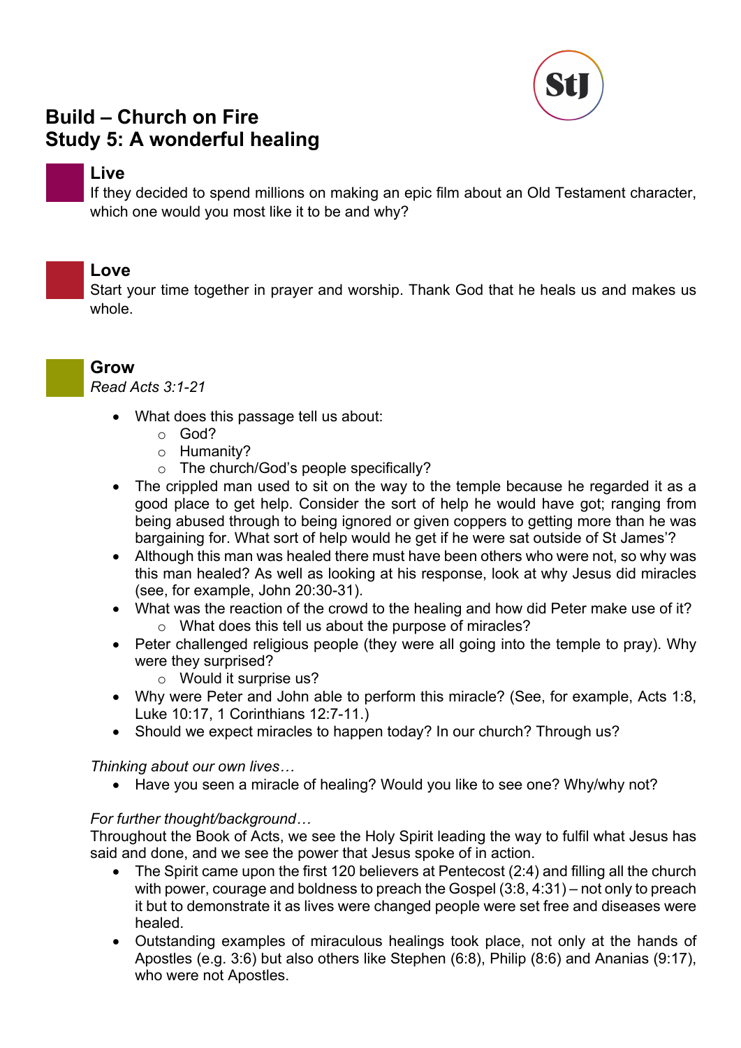# Build – Church on Fire
# Study 5: A wonderful healing

## Live

If they decided to spend millions on making an epic film about an Old Testament character, which one would you most like it to be and why?

## Love

Start your time together in prayer and worship. Thank God that he heals us and makes us whole.

## Grow

*Read Acts 3:1-21*

- What does this passage tell us about:
    - God?
    - Humanity?
    - The church/God's people specifically?
- The crippled man used to sit on the way to the temple because he regarded it as a good place to get help. Consider the sort of help he would have got; ranging from being abused through to being ignored or given coppers to getting more than he was bargaining for. What sort of help would he get if he were sat outside of St James'?
- Although this man was healed there must have been others who were not, so why was this man healed? As well as looking at his response, look at why Jesus did miracles (see, for example, John 20:30-31).
- What was the reaction of the crowd to the healing and how did Peter make use of it?
    - What does this tell us about the purpose of miracles?
- Peter challenged religious people (they were all going into the temple to pray). Why were they surprised?
    - Would it surprise us?
- Why were Peter and John able to perform this miracle? (See, for example, Acts 1:8, Luke 10:17, 1 Corinthians 12:7-11.)
- Should we expect miracles to happen today? In our church? Through us?

*Thinking about our own lives…*

- Have you seen a miracle of healing? Would you like to see one? Why/why not?

*For further thought/background…*

Throughout the Book of Acts, we see the Holy Spirit leading the way to fulfil what Jesus has said and done, and we see the power that Jesus spoke of in action.

- The Spirit came upon the first 120 believers at Pentecost (2:4) and filling all the church with power, courage and boldness to preach the Gospel (3:8, 4:31) – not only to preach it but to demonstrate it as lives were changed people were set free and diseases were healed.
- Outstanding examples of miraculous healings took place, not only at the hands of Apostles (e.g. 3:6) but also others like Stephen (6:8), Philip (8:6) and Ananias (9:17), who were not Apostles.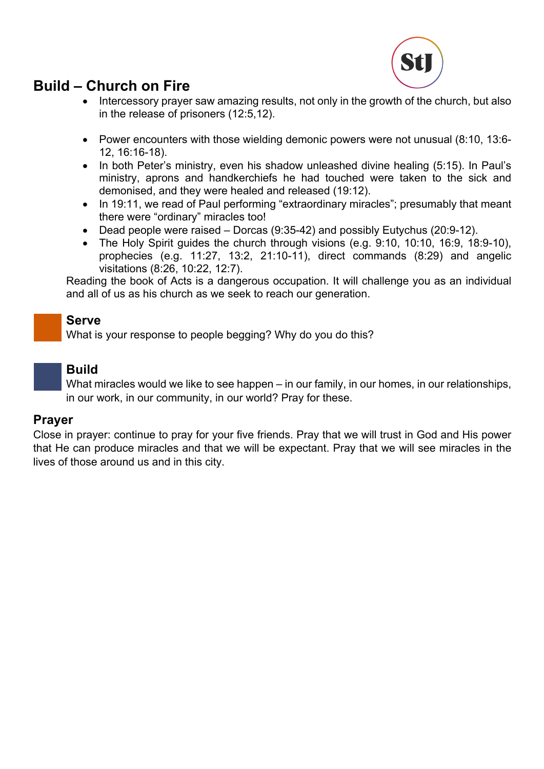## Build – Church on Fire

- Intercessory prayer saw amazing results, not only in the growth of the church, but also in the release of prisoners (12:5,12).

- Power encounters with those wielding demonic powers were not unusual (8:10, 13:6-12, 16:16-18).
- In both Peter's ministry, even his shadow unleashed divine healing (5:15). In Paul's ministry, aprons and handkerchiefs he had touched were taken to the sick and demonised, and they were healed and released (19:12).
- In 19:11, we read of Paul performing "extraordinary miracles"; presumably that meant there were "ordinary" miracles too!
- Dead people were raised – Dorcas (9:35-42) and possibly Eutychus (20:9-12).
- The Holy Spirit guides the church through visions (e.g. 9:10, 10:10, 16:9, 18:9-10), prophecies (e.g. 11:27, 13:2, 21:10-11), direct commands (8:29) and angelic visitations (8:26, 10:22, 12:7).

Reading the book of Acts is a dangerous occupation. It will challenge you as an individual and all of us as his church as we seek to reach our generation.

### Serve

What is your response to people begging? Why do you do this?

### Build

What miracles would we like to see happen – in our family, in our homes, in our relationships, in our work, in our community, in our world? Pray for these.

### Prayer

Close in prayer: continue to pray for your five friends. Pray that we will trust in God and His power that He can produce miracles and that we will be expectant. Pray that we will see miracles in the lives of those around us and in this city.